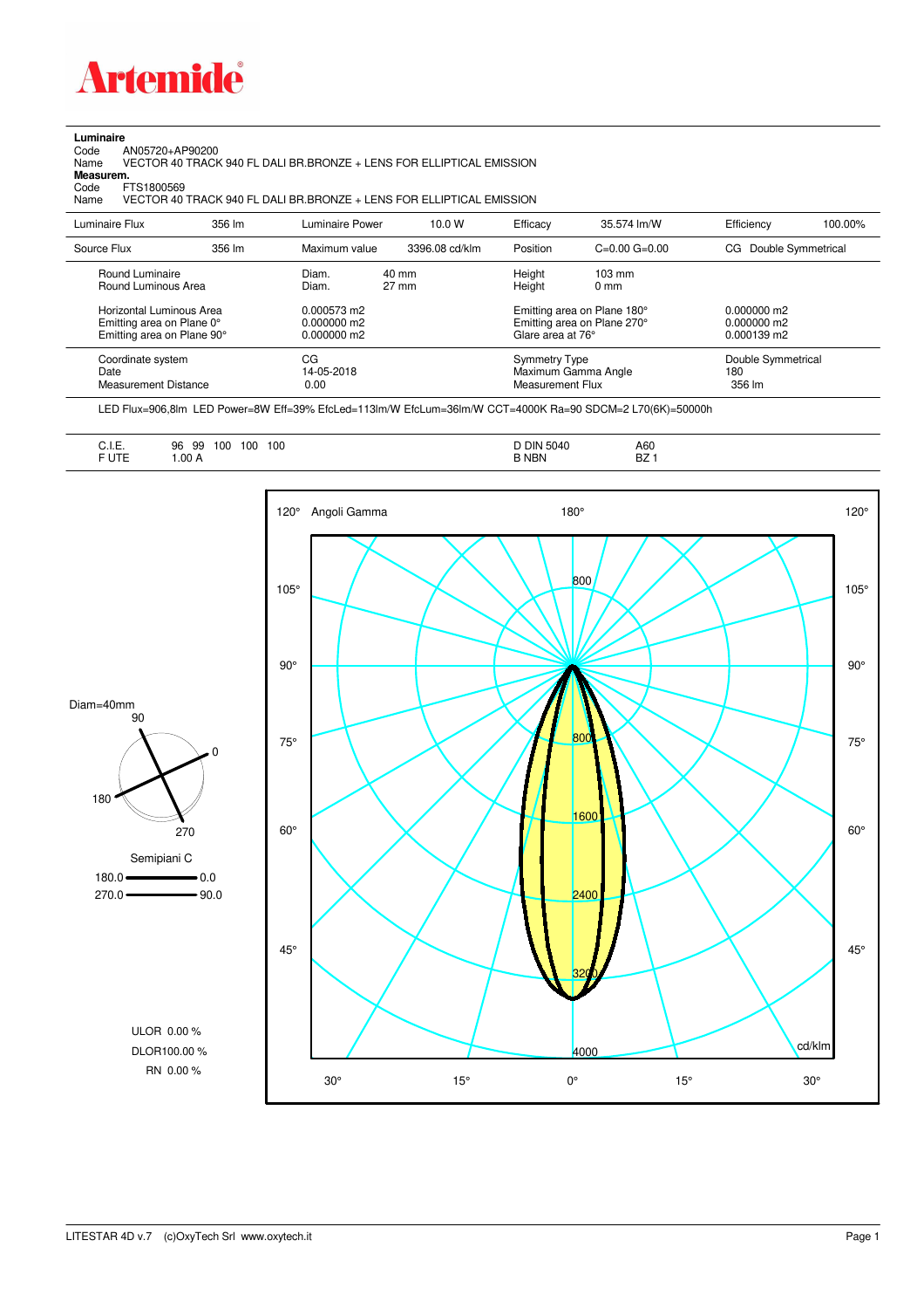# Artemide

**Luminaire**

Code AN05720+AP90200
Name VECTOR 40 TRACK 940 FL DALI BR.BRONZE + LENS FOR ELLIPTICAL EMISSION

**Measurem.**

Code FTS1800569
Name VECTOR 40 TRACK 940 FL DALI BR.BRONZE + LENS FOR ELLIPTICAL EMISSION

| Luminaire Flux | 356 lm | Luminaire Power | 10.0 W | Efficacy | 35.574 lm/W | Efficiency | 100.00% |
|---|---|---|---|---|---|---|---|
| Source Flux | 356 lm | Maximum value | 3396.08 cd/klm | Position | C=0.00 G=0.00 | CG | Double Symmetrical |

| | | | | | |
|---|---|---|---|---|---|
| Round Luminaire | Diam. | 40 mm | Height | 103 mm | |
| Round Luminous Area | Diam. | 27 mm | Height | 0 mm | |
| Horizontal Luminous Area | 0.000573 m2 | | Emitting area on Plane 180° | | 0.000000 m2 |
| Emitting area on Plane 0° | 0.000000 m2 | | Emitting area on Plane 270° | | 0.000000 m2 |
| Emitting area on Plane 90° | 0.000000 m2 | | Glare area at 76° | | 0.000139 m2 |
| Coordinate system | CG | | Symmetry Type | | Double Symmetrical |
| Date | 14-05-2018 | | Maximum Gamma Angle | | 180 |
| Measurement Distance | 0.00 | | Measurement Flux | | 356 lm |

LED Flux=906,8lm LED Power=8W Eff=39% EfcLed=113lm/W EfcLum=36lm/W CCT=4000K Ra=90 SDCM=2 L70(6K)=50000h

| | | | |
|---|---|---|---|
| C.I.E. | 96 99 100 100 100 | D DIN 5040 | A60 |
| F UTE | 1.00 A | B NBN | BZ 1 |

Diam=40mm

Semipiani C
180.0 — 0.0
270.0 — 90.0

ULOR 0.00 %
DLOR100.00 %
RN 0.00 %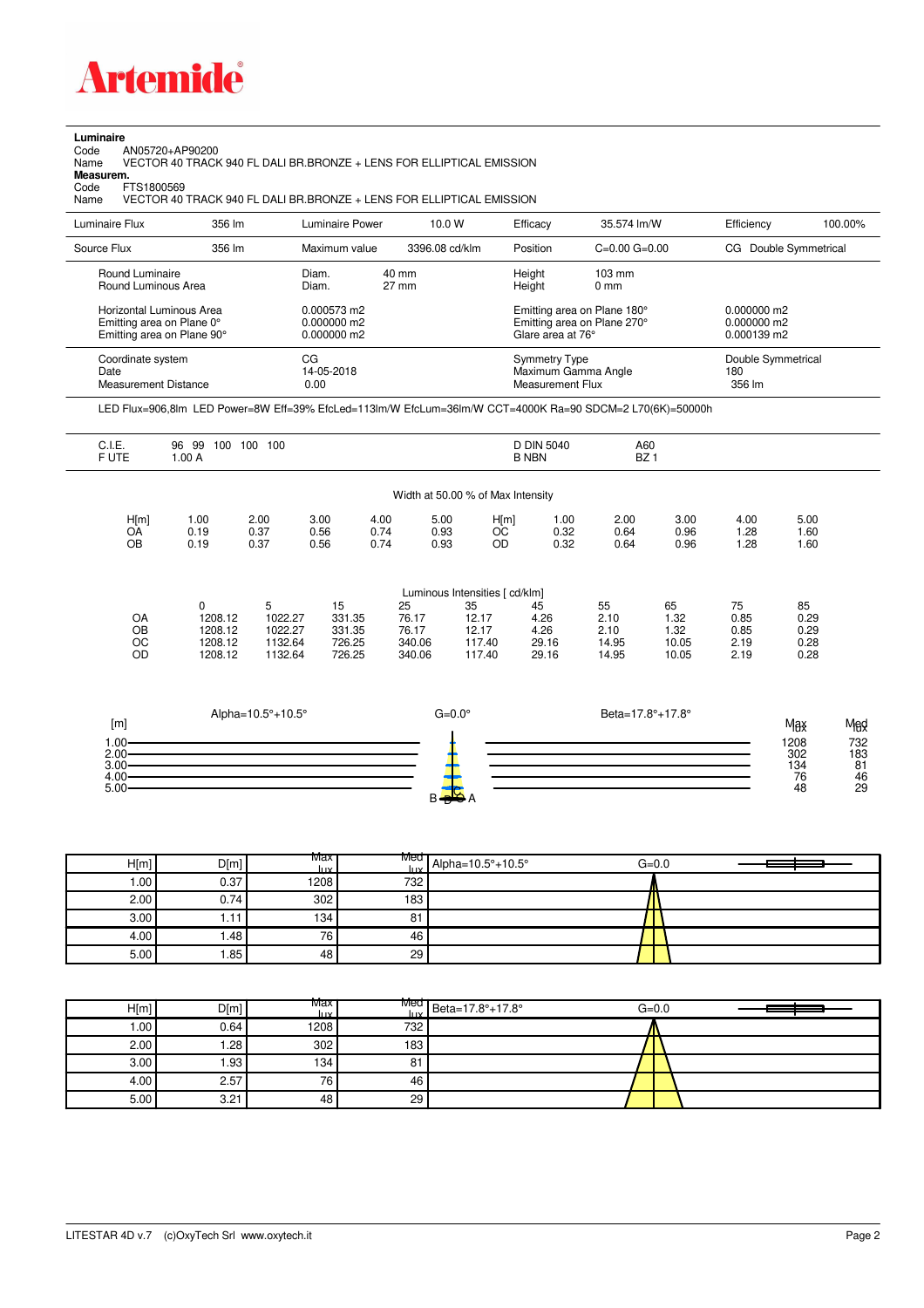**Artemide**

**Luminaire**
Code AN05720+AP90200
Name VECTOR 40 TRACK 940 FL DALI BR.BRONZE + LENS FOR ELLIPTICAL EMISSION
**Measurem.**
Code FTS1800569
Name VECTOR 40 TRACK 940 FL DALI BR.BRONZE + LENS FOR ELLIPTICAL EMISSION

| | | | | | | | |
|---|---|---|---|---|---|---|---|
| Luminaire Flux | 356 lm | Luminaire Power | 10.0 W | Efficacy | 35.574 lm/W | Efficiency | 100.00% |
| Source Flux | 356 lm | Maximum value | 3396.08 cd/klm | Position | C=0.00 G=0.00 | CG Double Symmetrical | |

| | | | | | | |
|---|---|---|---|---|---|---|
| Round Luminaire | Diam. | 40 mm | Height | 103 mm | | |
| Round Luminous Area | Diam. | 27 mm | Height | 0 mm | | |
| Horizontal Luminous Area | 0.000573 m2 | | Emitting area on Plane 180° | | 0.000000 m2 | |
| Emitting area on Plane 0° | 0.000000 m2 | | Emitting area on Plane 270° | | 0.000000 m2 | |
| Emitting area on Plane 90° | 0.000000 m2 | | Glare area at 76° | | 0.000139 m2 | |

| | | | |
|---|---|---|---|
| Coordinate system | CG | Symmetry Type | Double Symmetrical |
| Date | 14-05-2018 | Maximum Gamma Angle | 180 |
| Measurement Distance | 0.00 | Measurement Flux | 356 lm |

LED Flux=906,8lm LED Power=8W Eff=39% EfcLed=113lm/W EfcLum=36lm/W CCT=4000K Ra=90 SDCM=2 L70(6K)=50000h

| | | | |
|---|---|---|---|
| C.I.E. | 96 99 100 100 100 | D DIN 5040 | A60 |
| F UTE | 1.00 A | B NBN | BZ 1 |

Width at 50.00 % of Max Intensity

| H[m] | 1.00 | 2.00 | 3.00 | 4.00 | 5.00 | H[m] | 1.00 | 2.00 | 3.00 | 4.00 | 5.00 |
|---|---|---|---|---|---|---|---|---|---|---|---|
| OA | 0.19 | 0.37 | 0.56 | 0.74 | 0.93 | OC | 0.32 | 0.64 | 0.96 | 1.28 | 1.60 |
| OB | 0.19 | 0.37 | 0.56 | 0.74 | 0.93 | OD | 0.32 | 0.64 | 0.96 | 1.28 | 1.60 |

Luminous Intensities [ cd/klm]

| | 0 | 5 | 15 | 25 | 35 | 45 | 55 | 65 | 75 | 85 |
|---|---|---|---|---|---|---|---|---|---|---|
| OA | 1208.12 | 1022.27 | 331.35 | 76.17 | 12.17 | 4.26 | 2.10 | 1.32 | 0.85 | 0.29 |
| OB | 1208.12 | 1022.27 | 331.35 | 76.17 | 12.17 | 4.26 | 2.10 | 1.32 | 0.85 | 0.29 |
| OC | 1208.12 | 1132.64 | 726.25 | 340.06 | 117.40 | 29.16 | 14.95 | 10.05 | 2.19 | 0.28 |
| OD | 1208.12 | 1132.64 | 726.25 | 340.06 | 117.40 | 29.16 | 14.95 | 10.05 | 2.19 | 0.28 |

[m]
Alpha=10.5°+10.5°
G=0.0°
Beta=17.8°+17.8°
Max lux
Med lux
1.00 2.00 3.00 4.00 5.00
1208 302 134 76 48
732 183 81 46 29
B D C A

| H[m] | D[m] | Max lux | Med lux | Alpha=10.5°+10.5° | G=0.0 |
|---|---|---|---|---|---|
| 1.00 | 0.37 | 1208 | 732 | | |
| 2.00 | 0.74 | 302 | 183 | | |
| 3.00 | 1.11 | 134 | 81 | | |
| 4.00 | 1.48 | 76 | 46 | | |
| 5.00 | 1.85 | 48 | 29 | | |

| H[m] | D[m] | Max lux | Med lux | Beta=17.8°+17.8° | G=0.0 |
|---|---|---|---|---|---|
| 1.00 | 0.64 | 1208 | 732 | | |
| 2.00 | 1.28 | 302 | 183 | | |
| 3.00 | 1.93 | 134 | 81 | | |
| 4.00 | 2.57 | 76 | 46 | | |
| 5.00 | 3.21 | 48 | 29 | | |

LITESTAR 4D v.7 (c)OxyTech Srl www.oxytech.it